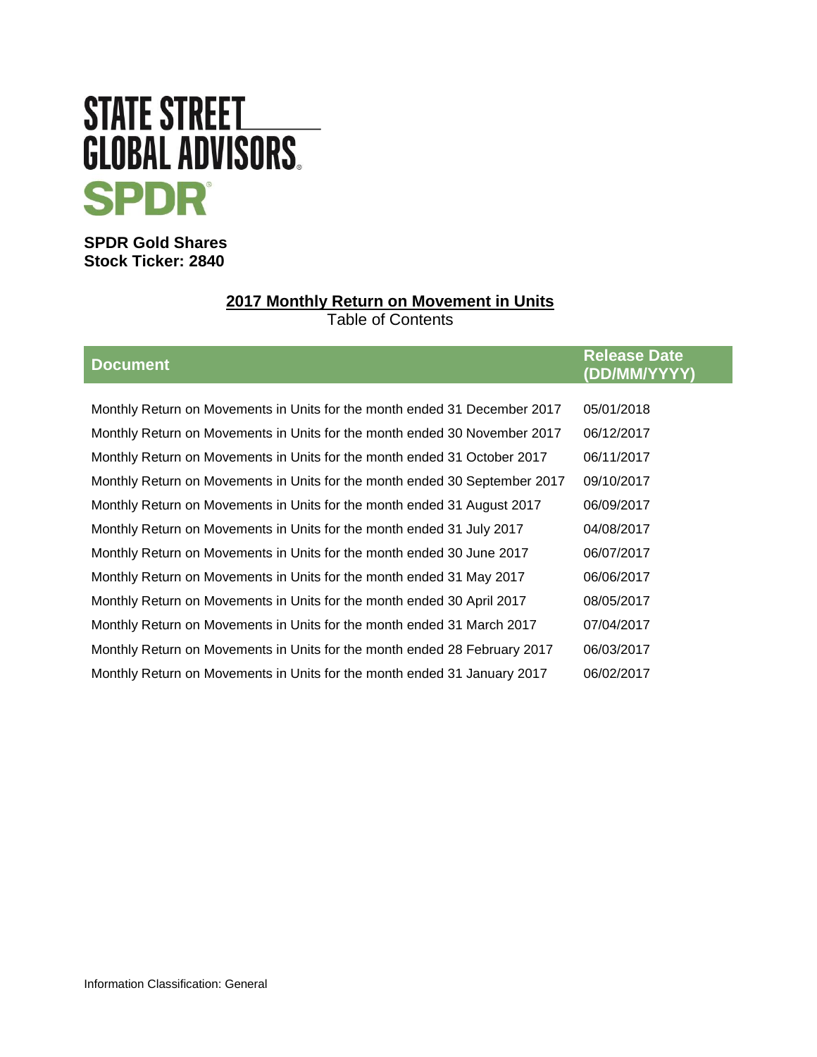STATE STREET GLOBAL ADVISORS

SPDR

**SPDR Gold Shares**
**Stock Ticker: 2840**

## 2017 Monthly Return on Movement in Units

Table of Contents

| Document | Release Date (DD/MM/YYYY) |
|---|---|
| Monthly Return on Movements in Units for the month ended 31 December 2017 | 05/01/2018 |
| Monthly Return on Movements in Units for the month ended 30 November 2017 | 06/12/2017 |
| Monthly Return on Movements in Units for the month ended 31 October 2017 | 06/11/2017 |
| Monthly Return on Movements in Units for the month ended 30 September 2017 | 09/10/2017 |
| Monthly Return on Movements in Units for the month ended 31 August 2017 | 06/09/2017 |
| Monthly Return on Movements in Units for the month ended 31 July 2017 | 04/08/2017 |
| Monthly Return on Movements in Units for the month ended 30 June 2017 | 06/07/2017 |
| Monthly Return on Movements in Units for the month ended 31 May 2017 | 06/06/2017 |
| Monthly Return on Movements in Units for the month ended 30 April 2017 | 08/05/2017 |
| Monthly Return on Movements in Units for the month ended 31 March 2017 | 07/04/2017 |
| Monthly Return on Movements in Units for the month ended 28 February 2017 | 06/03/2017 |
| Monthly Return on Movements in Units for the month ended 31 January 2017 | 06/02/2017 |

Information Classification: General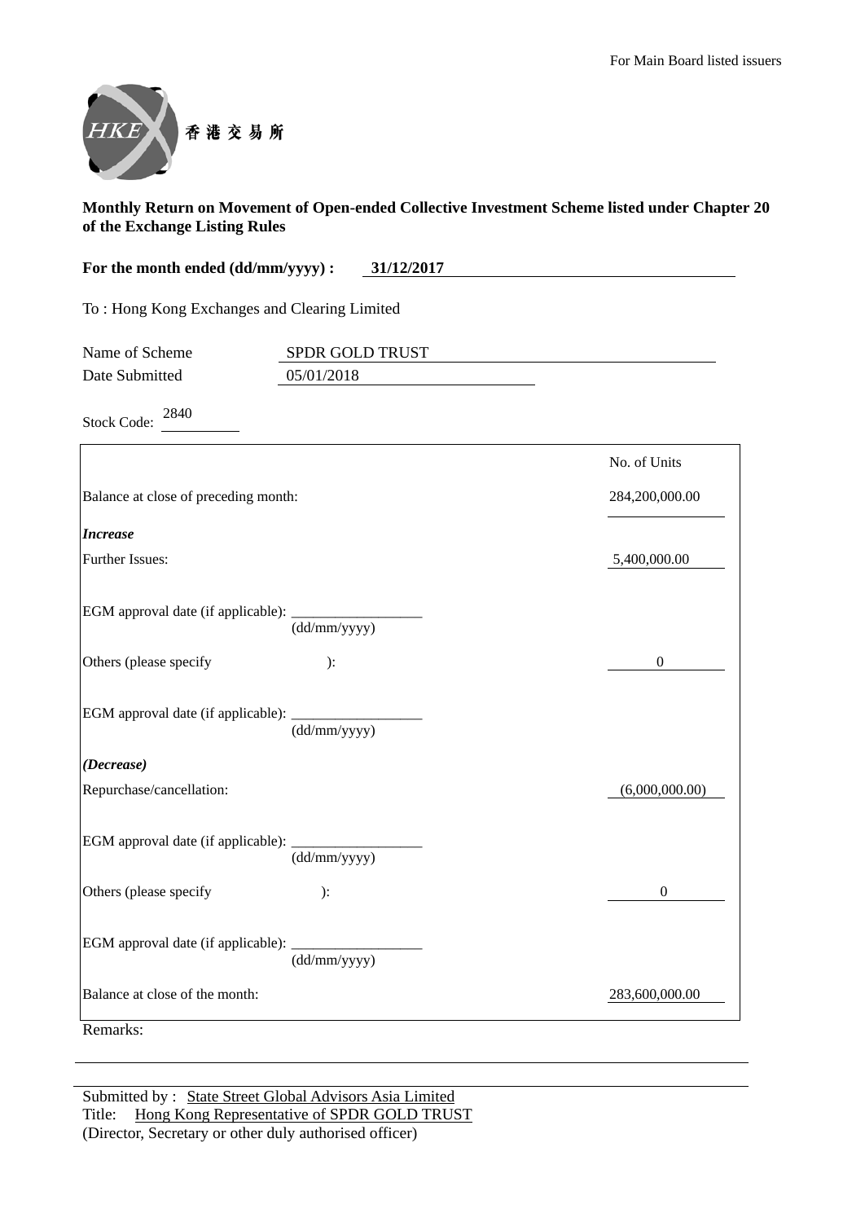For Main Board listed issuers

香港交易所

**Monthly Return on Movement of Open-ended Collective Investment Scheme listed under Chapter 20 of the Exchange Listing Rules**

**For the month ended (dd/mm/yyyy) : 31/12/2017**

To : Hong Kong Exchanges and Clearing Limited

Name of Scheme: SPDR GOLD TRUST

Date Submitted: 05/01/2018

Stock Code: 2840

| | No. of Units |
|---|---|
| Balance at close of preceding month: | 284,200,000.00 |
| ***Increase*** | |
| Further Issues: | 5,400,000.00 |
| EGM approval date (if applicable): ____________ (dd/mm/yyyy) | |
| Others (please specify ): | 0 |
| EGM approval date (if applicable): ____________ (dd/mm/yyyy) | |
| ***(Decrease)*** | |
| Repurchase/cancellation: | (6,000,000.00) |
| EGM approval date (if applicable): ____________ (dd/mm/yyyy) | |
| Others (please specify ): | 0 |
| EGM approval date (if applicable): ____________ (dd/mm/yyyy) | |
| Balance at close of the month: | 283,600,000.00 |

Remarks:

Submitted by : State Street Global Advisors Asia Limited

Title: Hong Kong Representative of SPDR GOLD TRUST

(Director, Secretary or other duly authorised officer)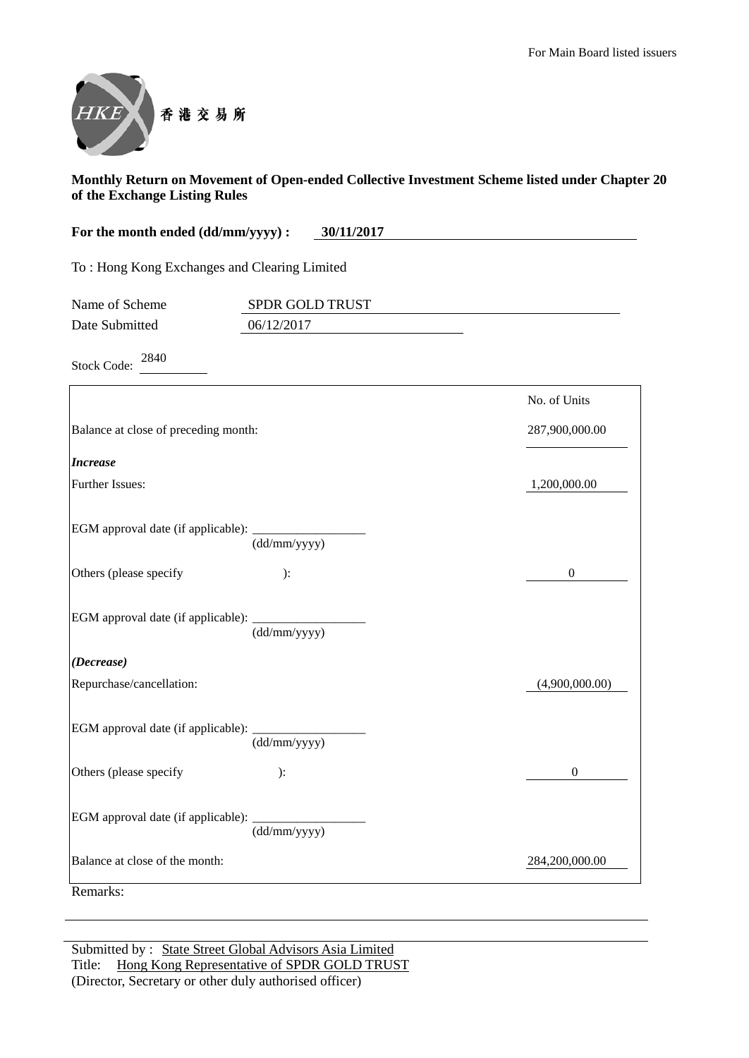For Main Board listed issuers

香港交易所

**Monthly Return on Movement of Open-ended Collective Investment Scheme listed under Chapter 20 of the Exchange Listing Rules**

**For the month ended (dd/mm/yyyy) : 30/11/2017**

To : Hong Kong Exchanges and Clearing Limited

Name of Scheme: SPDR GOLD TRUST

Date Submitted: 06/12/2017

Stock Code: 2840

| | No. of Units |
|---|---|
| Balance at close of preceding month: | 287,900,000.00 |
| ***Increase*** | |
| Further Issues: | 1,200,000.00 |
| EGM approval date (if applicable): ____________ (dd/mm/yyyy) | |
| Others (please specify ): | 0 |
| EGM approval date (if applicable): ____________ (dd/mm/yyyy) | |
| ***(Decrease)*** | |
| Repurchase/cancellation: | (4,900,000.00) |
| EGM approval date (if applicable): ____________ (dd/mm/yyyy) | |
| Others (please specify ): | 0 |
| EGM approval date (if applicable): ____________ (dd/mm/yyyy) | |
| Balance at close of the month: | 284,200,000.00 |

Remarks:

Submitted by : State Street Global Advisors Asia Limited

Title: Hong Kong Representative of SPDR GOLD TRUST

(Director, Secretary or other duly authorised officer)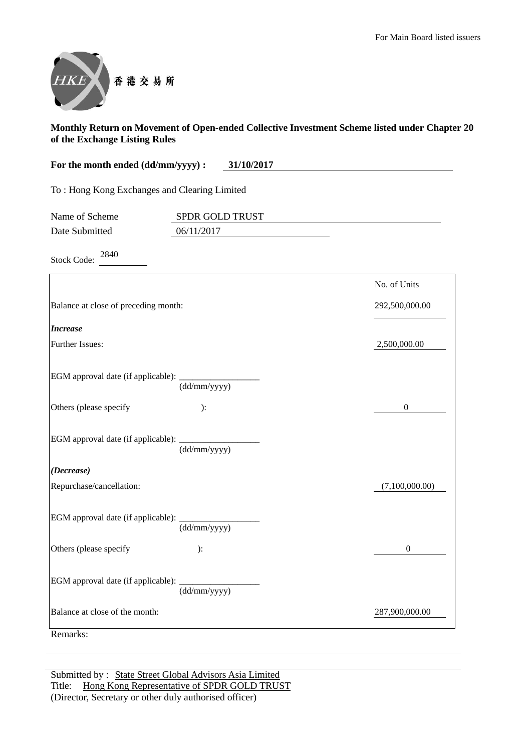For Main Board listed issuers

香港交易所

**Monthly Return on Movement of Open-ended Collective Investment Scheme listed under Chapter 20 of the Exchange Listing Rules**

**For the month ended (dd/mm/yyyy) : 31/10/2017**

To : Hong Kong Exchanges and Clearing Limited

Name of Scheme: SPDR GOLD TRUST

Date Submitted: 06/11/2017

Stock Code: 2840

| | No. of Units |
|---|---|
| Balance at close of preceding month: | 292,500,000.00 |
| ***Increase*** | |
| Further Issues: | 2,500,000.00 |
| EGM approval date (if applicable): ______ (dd/mm/yyyy) | |
| Others (please specify ): | 0 |
| EGM approval date (if applicable): ______ (dd/mm/yyyy) | |
| ***(Decrease)*** | |
| Repurchase/cancellation: | (7,100,000.00) |
| EGM approval date (if applicable): ______ (dd/mm/yyyy) | |
| Others (please specify ): | 0 |
| EGM approval date (if applicable): ______ (dd/mm/yyyy) | |
| Balance at close of the month: | 287,900,000.00 |

Remarks:

Submitted by : State Street Global Advisors Asia Limited

Title: Hong Kong Representative of SPDR GOLD TRUST

(Director, Secretary or other duly authorised officer)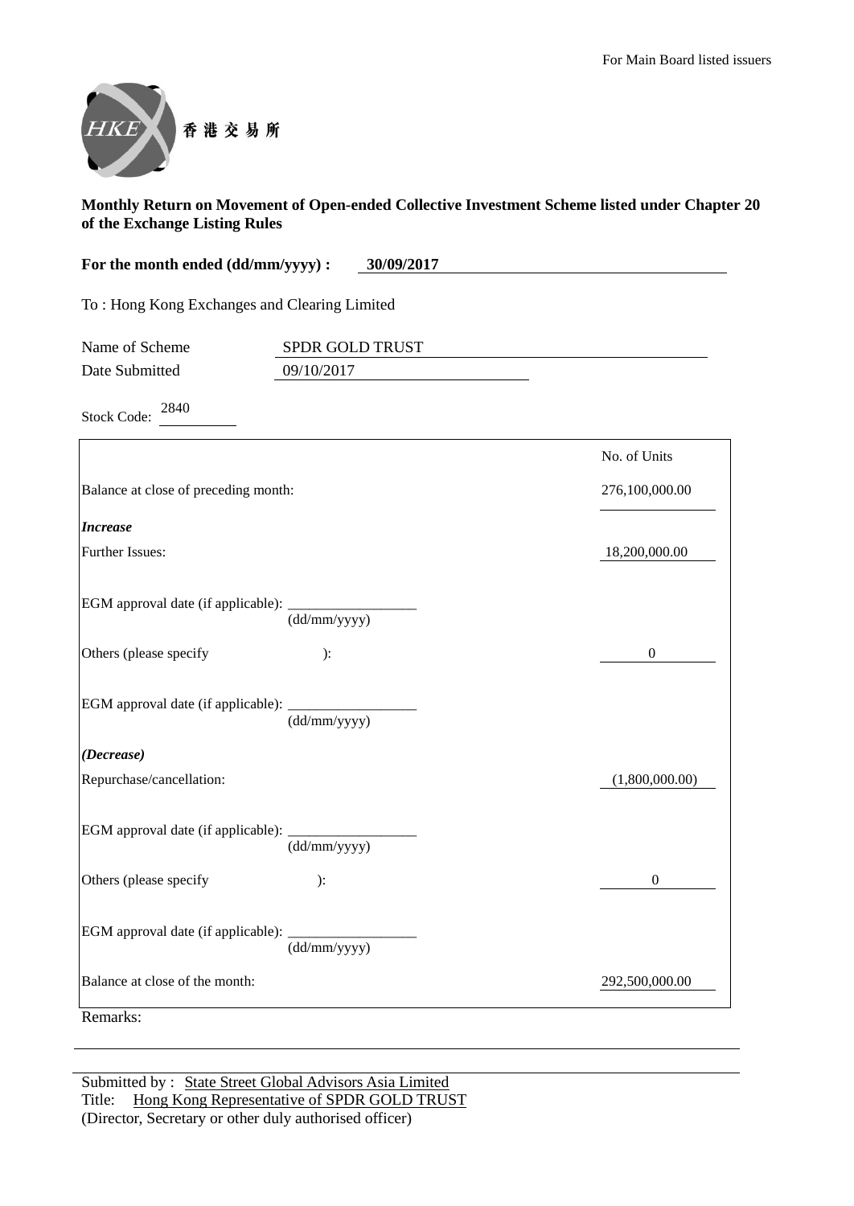For Main Board listed issuers

香港交易所

**Monthly Return on Movement of Open-ended Collective Investment Scheme listed under Chapter 20 of the Exchange Listing Rules**

**For the month ended (dd/mm/yyyy) : 30/09/2017**

To : Hong Kong Exchanges and Clearing Limited

Name of Scheme: SPDR GOLD TRUST

Date Submitted: 09/10/2017

Stock Code: 2840

| | No. of Units |
|---|---|
| Balance at close of preceding month: | 276,100,000.00 |
| ***Increase*** | |
| Further Issues: | 18,200,000.00 |
| EGM approval date (if applicable): ________ (dd/mm/yyyy) | |
| Others (please specify ): | 0 |
| EGM approval date (if applicable): ________ (dd/mm/yyyy) | |
| ***(Decrease)*** | |
| Repurchase/cancellation: | (1,800,000.00) |
| EGM approval date (if applicable): ________ (dd/mm/yyyy) | |
| Others (please specify ): | 0 |
| EGM approval date (if applicable): ________ (dd/mm/yyyy) | |
| Balance at close of the month: | 292,500,000.00 |

Remarks:

Submitted by : State Street Global Advisors Asia Limited

Title: Hong Kong Representative of SPDR GOLD TRUST

(Director, Secretary or other duly authorised officer)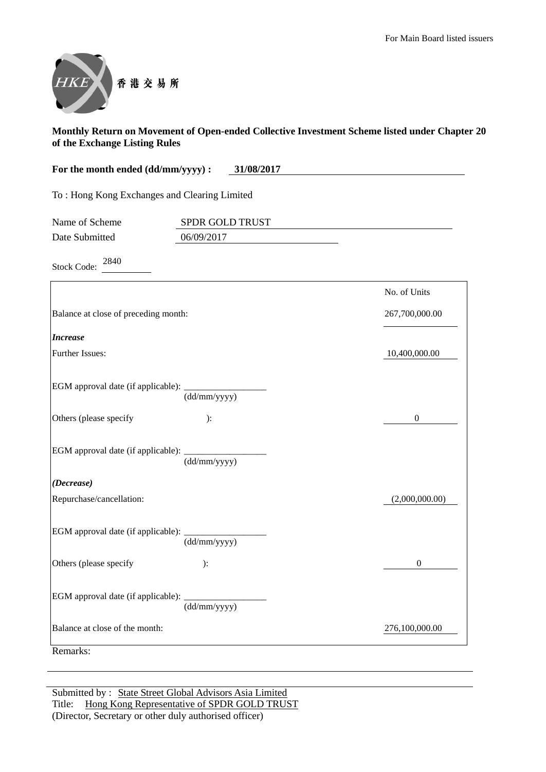For Main Board listed issuers

香港交易所

**Monthly Return on Movement of Open-ended Collective Investment Scheme listed under Chapter 20 of the Exchange Listing Rules**

**For the month ended (dd/mm/yyyy) : 31/08/2017**

To : Hong Kong Exchanges and Clearing Limited

Name of Scheme: SPDR GOLD TRUST

Date Submitted: 06/09/2017

Stock Code: 2840

| | No. of Units |
|---|---|
| Balance at close of preceding month: | 267,700,000.00 |
| ***Increase*** | |
| Further Issues: | 10,400,000.00 |
| EGM approval date (if applicable): ______ (dd/mm/yyyy) | |
| Others (please specify ): | 0 |
| EGM approval date (if applicable): ______ (dd/mm/yyyy) | |
| ***(Decrease)*** | |
| Repurchase/cancellation: | (2,000,000.00) |
| EGM approval date (if applicable): ______ (dd/mm/yyyy) | |
| Others (please specify ): | 0 |
| EGM approval date (if applicable): ______ (dd/mm/yyyy) | |
| Balance at close of the month: | 276,100,000.00 |

Remarks:

Submitted by : State Street Global Advisors Asia Limited

Title: Hong Kong Representative of SPDR GOLD TRUST

(Director, Secretary or other duly authorised officer)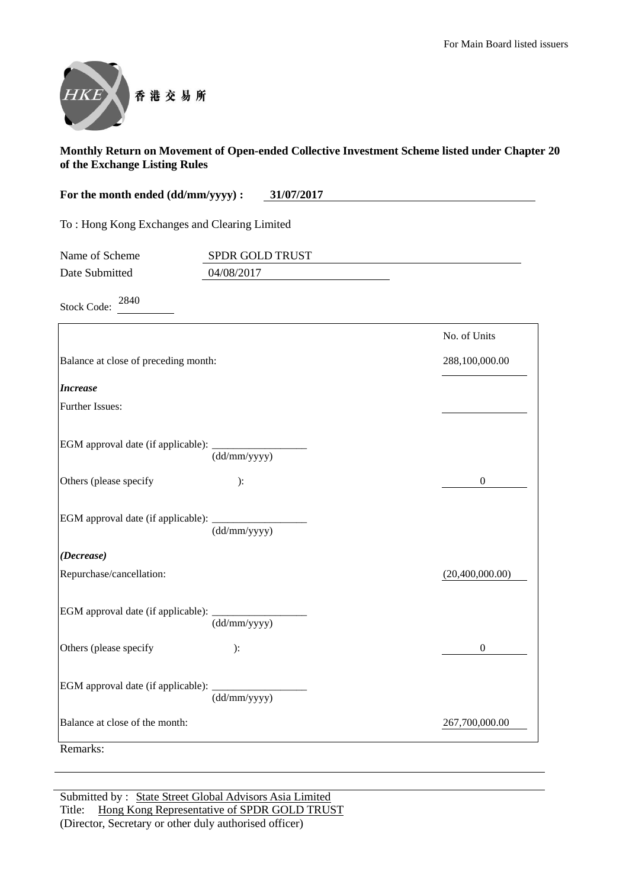For Main Board listed issuers

香港交易所

**Monthly Return on Movement of Open-ended Collective Investment Scheme listed under Chapter 20 of the Exchange Listing Rules**

**For the month ended (dd/mm/yyyy) : 31/07/2017**

To : Hong Kong Exchanges and Clearing Limited

Name of Scheme: SPDR GOLD TRUST

Date Submitted: 04/08/2017

Stock Code: 2840

| | No. of Units |
|---|---|
| Balance at close of preceding month: | 288,100,000.00 |
| ***Increase*** | |
| Further Issues: | |
| EGM approval date (if applicable): ____________ (dd/mm/yyyy) | |
| Others (please specify ): | 0 |
| EGM approval date (if applicable): ____________ (dd/mm/yyyy) | |
| ***(Decrease)*** | |
| Repurchase/cancellation: | (20,400,000.00) |
| EGM approval date (if applicable): ____________ (dd/mm/yyyy) | |
| Others (please specify ): | 0 |
| EGM approval date (if applicable): ____________ (dd/mm/yyyy) | |
| Balance at close of the month: | 267,700,000.00 |

Remarks:

Submitted by : State Street Global Advisors Asia Limited

Title: Hong Kong Representative of SPDR GOLD TRUST

(Director, Secretary or other duly authorised officer)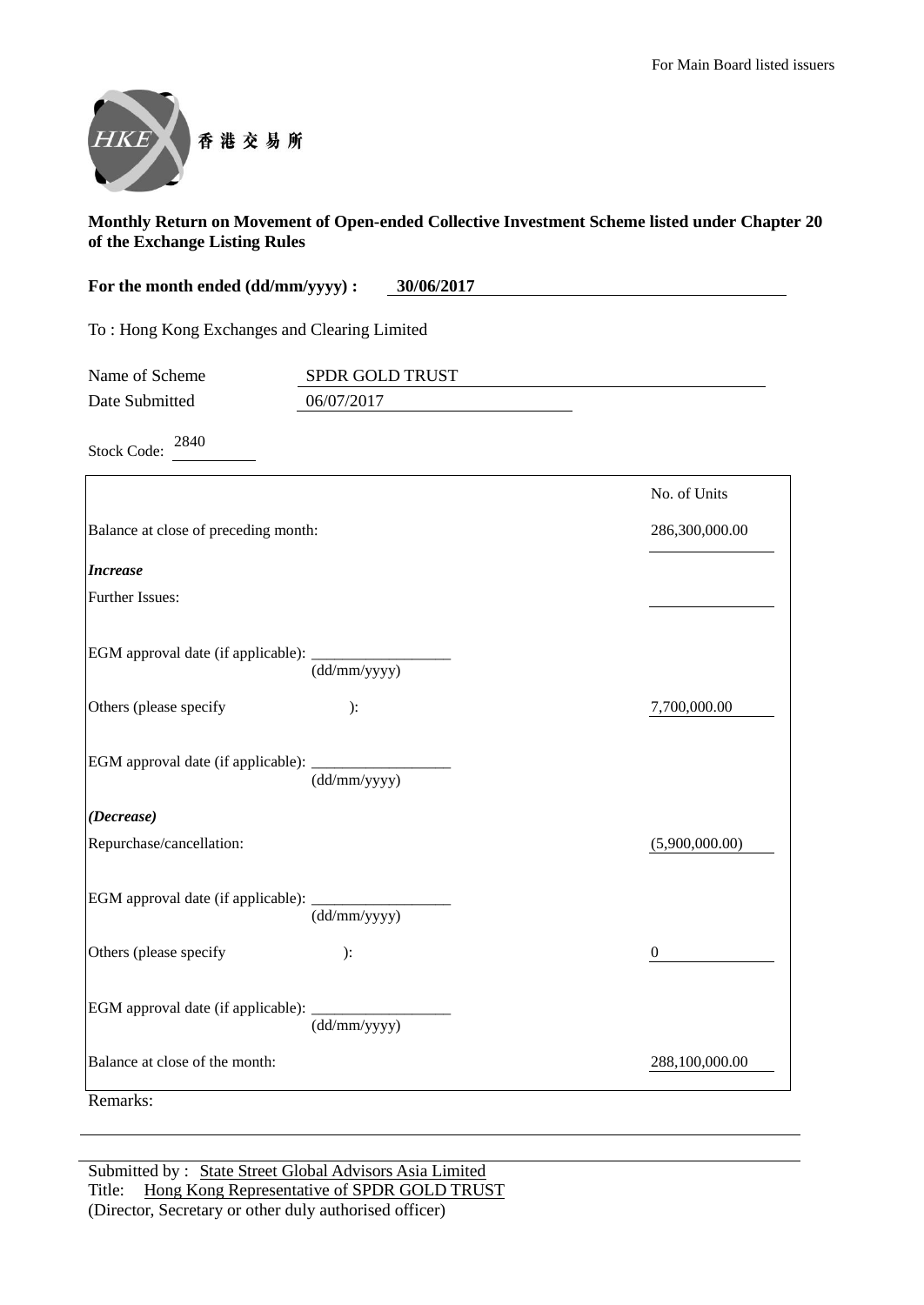For Main Board listed issuers

香港交易所

**Monthly Return on Movement of Open-ended Collective Investment Scheme listed under Chapter 20 of the Exchange Listing Rules**

**For the month ended (dd/mm/yyyy) : 30/06/2017**

To : Hong Kong Exchanges and Clearing Limited

Name of Scheme: SPDR GOLD TRUST

Date Submitted: 06/07/2017

Stock Code: 2840

| | No. of Units |
|---|---|
| Balance at close of preceding month: | 286,300,000.00 |
| ***Increase*** | |
| Further Issues: | |
| EGM approval date (if applicable): ________ (dd/mm/yyyy) | |
| Others (please specify ): | 7,700,000.00 |
| EGM approval date (if applicable): ________ (dd/mm/yyyy) | |
| ***(Decrease)*** | |
| Repurchase/cancellation: | (5,900,000.00) |
| EGM approval date (if applicable): ________ (dd/mm/yyyy) | |
| Others (please specify ): | 0 |
| EGM approval date (if applicable): ________ (dd/mm/yyyy) | |
| Balance at close of the month: | 288,100,000.00 |

Remarks:

Submitted by : State Street Global Advisors Asia Limited
Title: Hong Kong Representative of SPDR GOLD TRUST
(Director, Secretary or other duly authorised officer)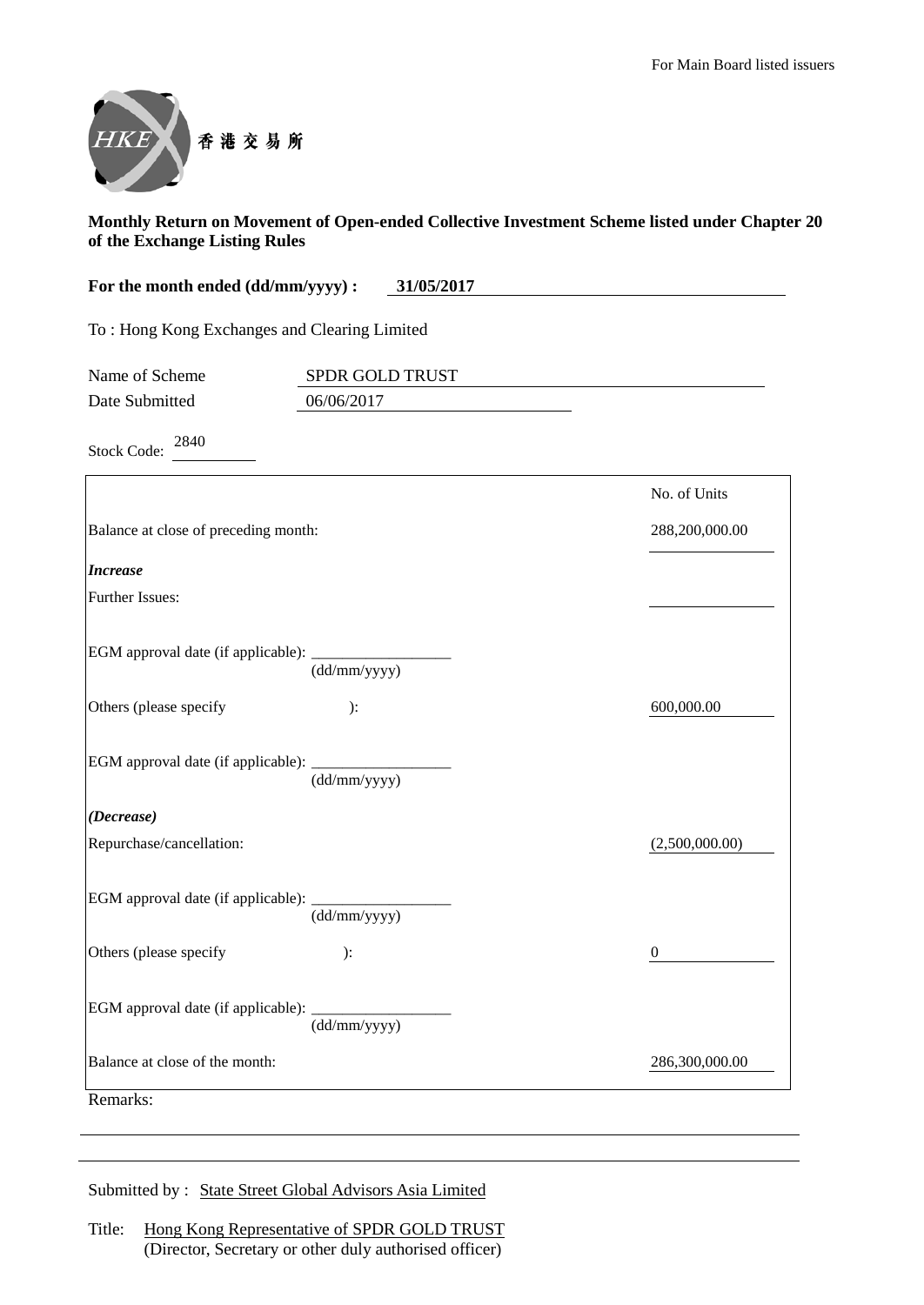For Main Board listed issuers

香港交易所

**Monthly Return on Movement of Open-ended Collective Investment Scheme listed under Chapter 20 of the Exchange Listing Rules**

**For the month ended (dd/mm/yyyy) : 31/05/2017**

To : Hong Kong Exchanges and Clearing Limited

Name of Scheme: SPDR GOLD TRUST

Date Submitted: 06/06/2017

Stock Code: 2840

| | No. of Units |
|---|---|
| Balance at close of preceding month: | 288,200,000.00 |
| ***Increase*** | |
| Further Issues: | |
| EGM approval date (if applicable): ________ (dd/mm/yyyy) | |
| Others (please specify ): | 600,000.00 |
| EGM approval date (if applicable): ________ (dd/mm/yyyy) | |
| ***(Decrease)*** | |
| Repurchase/cancellation: | (2,500,000.00) |
| EGM approval date (if applicable): ________ (dd/mm/yyyy) | |
| Others (please specify ): | 0 |
| EGM approval date (if applicable): ________ (dd/mm/yyyy) | |
| Balance at close of the month: | 286,300,000.00 |

Remarks:

Submitted by : State Street Global Advisors Asia Limited

Title: Hong Kong Representative of SPDR GOLD TRUST
(Director, Secretary or other duly authorised officer)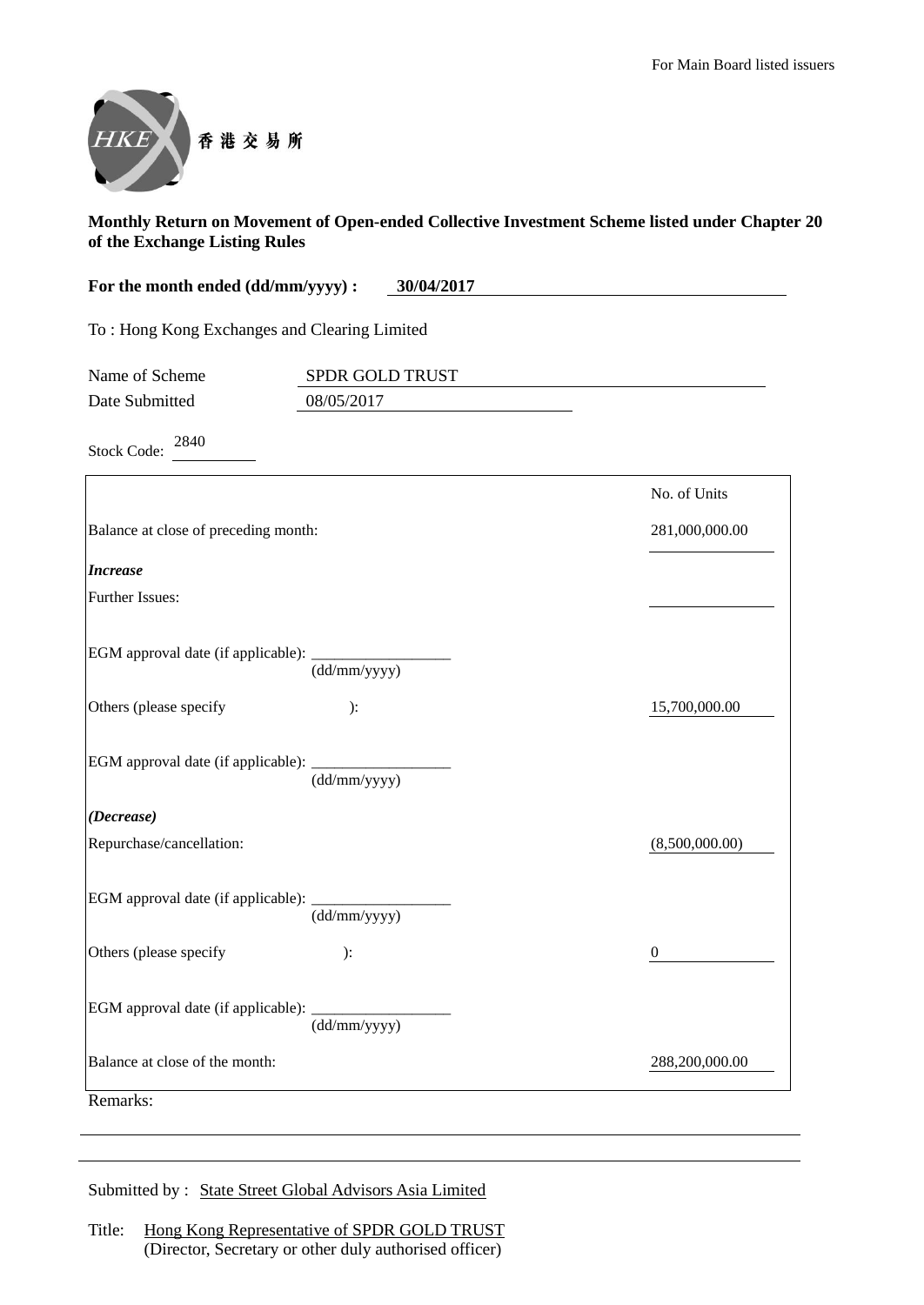For Main Board listed issuers

香港交易所

**Monthly Return on Movement of Open-ended Collective Investment Scheme listed under Chapter 20 of the Exchange Listing Rules**

**For the month ended (dd/mm/yyyy) : 30/04/2017**

To : Hong Kong Exchanges and Clearing Limited

Name of Scheme: SPDR GOLD TRUST

Date Submitted: 08/05/2017

Stock Code: 2840

| | No. of Units |
|---|---|
| Balance at close of preceding month: | 281,000,000.00 |
| ***Increase*** | |
| Further Issues: | |
| EGM approval date (if applicable): ________ (dd/mm/yyyy) | |
| Others (please specify ): | 15,700,000.00 |
| EGM approval date (if applicable): ________ (dd/mm/yyyy) | |
| ***(Decrease)*** | |
| Repurchase/cancellation: | (8,500,000.00) |
| EGM approval date (if applicable): ________ (dd/mm/yyyy) | |
| Others (please specify ): | 0 |
| EGM approval date (if applicable): ________ (dd/mm/yyyy) | |
| Balance at close of the month: | 288,200,000.00 |

Remarks:

Submitted by : State Street Global Advisors Asia Limited

Title: Hong Kong Representative of SPDR GOLD TRUST
(Director, Secretary or other duly authorised officer)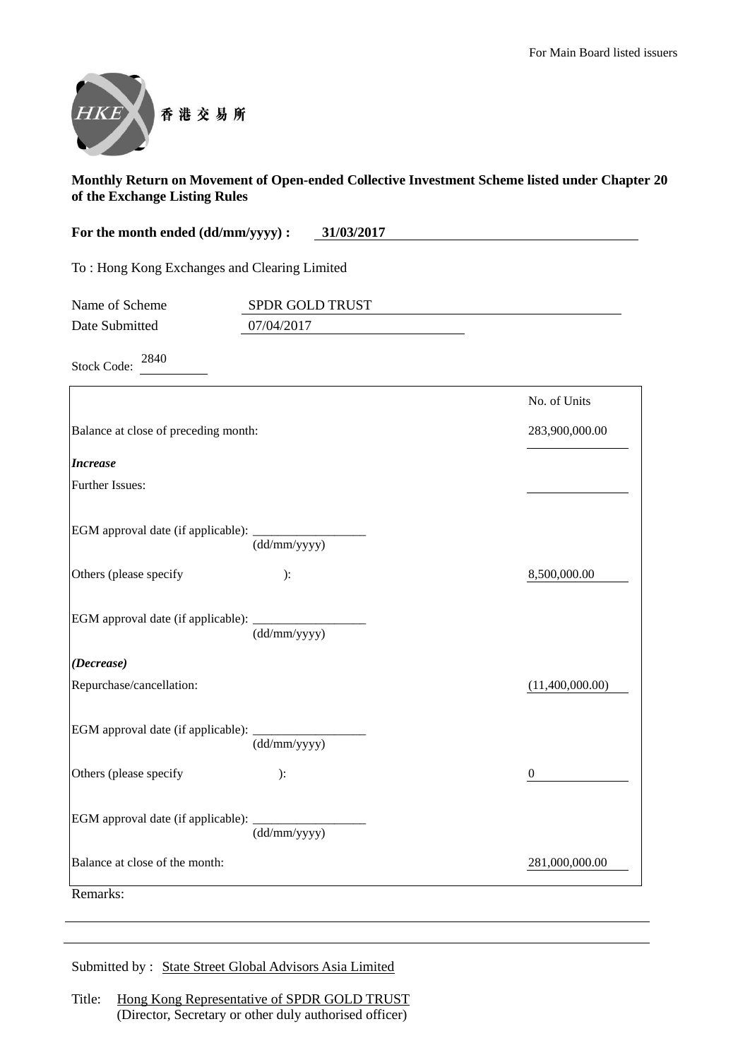For Main Board listed issuers

香港交易所

**Monthly Return on Movement of Open-ended Collective Investment Scheme listed under Chapter 20 of the Exchange Listing Rules**

**For the month ended (dd/mm/yyyy) :** **31/03/2017**

To : Hong Kong Exchanges and Clearing Limited

Name of Scheme: SPDR GOLD TRUST

Date Submitted: 07/04/2017

Stock Code: 2840

| | No. of Units |
|---|---|
| Balance at close of preceding month: | 283,900,000.00 |
| ***Increase*** | |
| Further Issues: | |
| EGM approval date (if applicable): ________ (dd/mm/yyyy) | |
| Others (please specify ): | 8,500,000.00 |
| EGM approval date (if applicable): ________ (dd/mm/yyyy) | |
| ***(Decrease)*** | |
| Repurchase/cancellation: | (11,400,000.00) |
| EGM approval date (if applicable): ________ (dd/mm/yyyy) | |
| Others (please specify ): | 0 |
| EGM approval date (if applicable): ________ (dd/mm/yyyy) | |
| Balance at close of the month: | 281,000,000.00 |

Remarks:

Submitted by : State Street Global Advisors Asia Limited

Title: Hong Kong Representative of SPDR GOLD TRUST
(Director, Secretary or other duly authorised officer)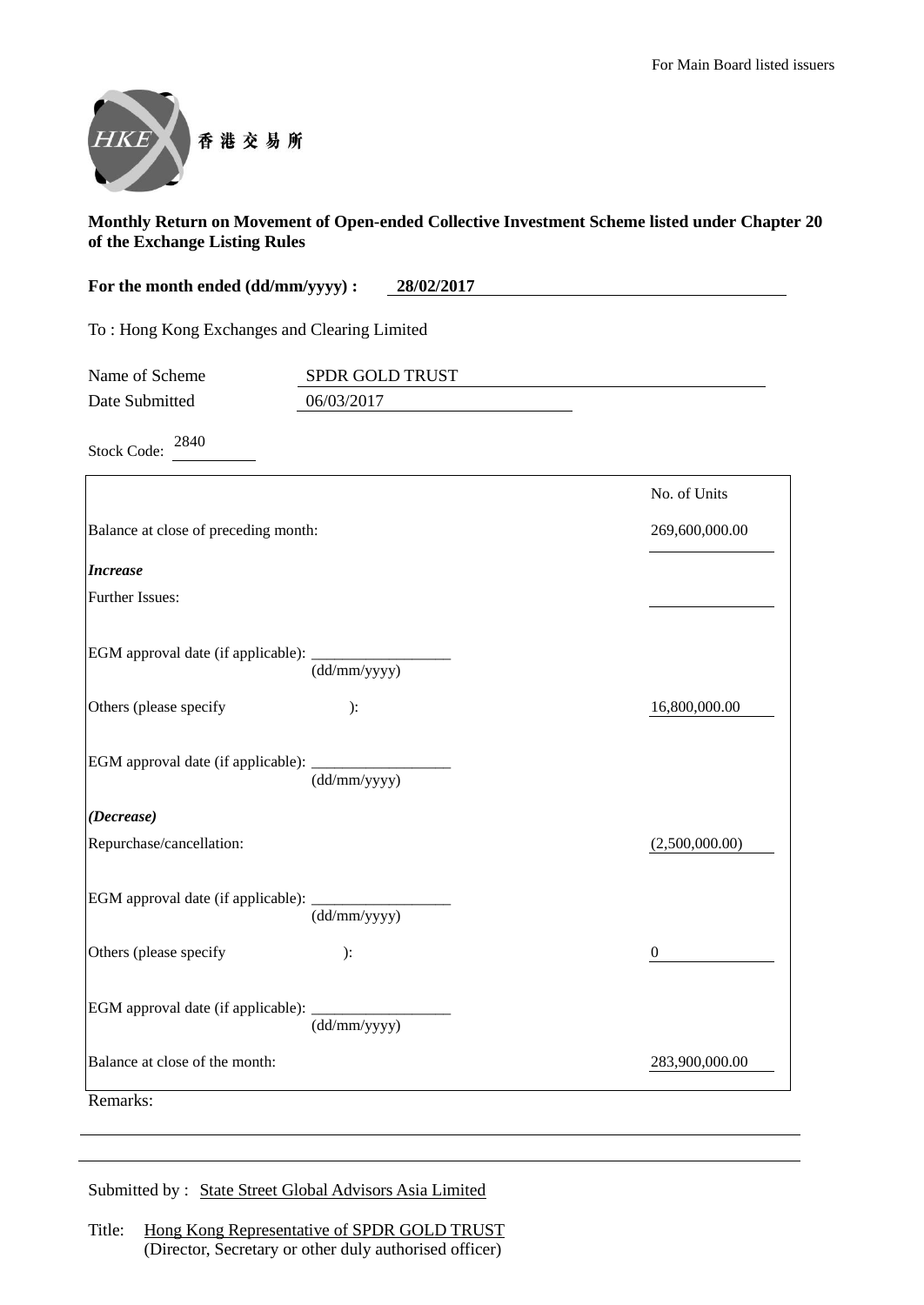For Main Board listed issuers

香港交易所

**Monthly Return on Movement of Open-ended Collective Investment Scheme listed under Chapter 20 of the Exchange Listing Rules**

**For the month ended (dd/mm/yyyy) : 28/02/2017**

To : Hong Kong Exchanges and Clearing Limited

Name of Scheme: SPDR GOLD TRUST

Date Submitted: 06/03/2017

Stock Code: 2840

| | No. of Units |
|---|---|
| Balance at close of preceding month: | 269,600,000.00 |
| ***Increase*** | |
| Further Issues: | |
| EGM approval date (if applicable): ________ (dd/mm/yyyy) | |
| Others (please specify ): | 16,800,000.00 |
| EGM approval date (if applicable): ________ (dd/mm/yyyy) | |
| ***(Decrease)*** | |
| Repurchase/cancellation: | (2,500,000.00) |
| EGM approval date (if applicable): ________ (dd/mm/yyyy) | |
| Others (please specify ): | 0 |
| EGM approval date (if applicable): ________ (dd/mm/yyyy) | |
| Balance at close of the month: | 283,900,000.00 |

Remarks:

Submitted by : State Street Global Advisors Asia Limited

Title: Hong Kong Representative of SPDR GOLD TRUST
(Director, Secretary or other duly authorised officer)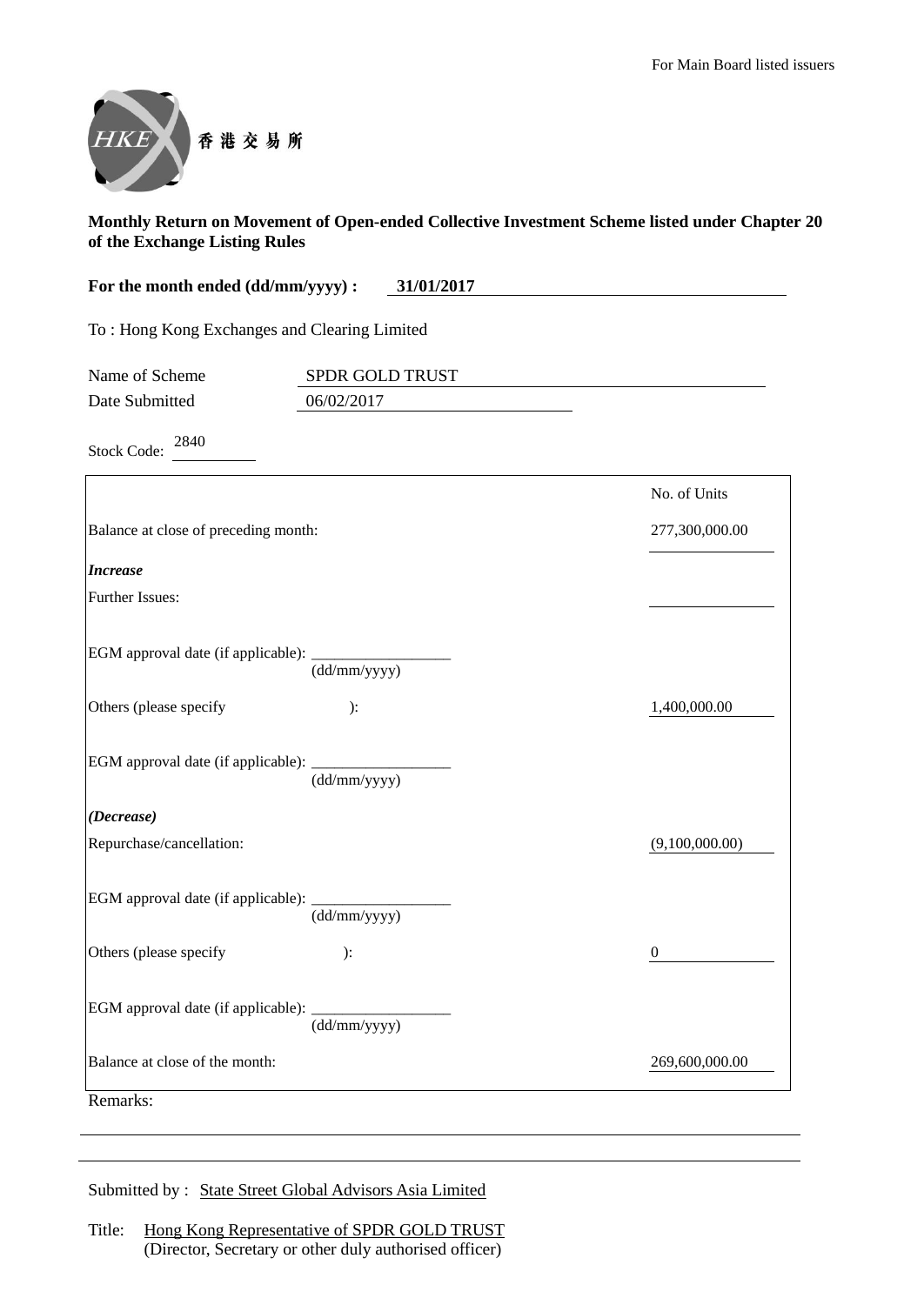For Main Board listed issuers

香港交易所

**Monthly Return on Movement of Open-ended Collective Investment Scheme listed under Chapter 20 of the Exchange Listing Rules**

**For the month ended (dd/mm/yyyy) : 31/01/2017**

To : Hong Kong Exchanges and Clearing Limited

Name of Scheme: SPDR GOLD TRUST

Date Submitted: 06/02/2017

Stock Code: 2840

| | No. of Units |
|---|---|
| Balance at close of preceding month: | 277,300,000.00 |
| ***Increase*** | |
| Further Issues: | |
| EGM approval date (if applicable): ______ (dd/mm/yyyy) | |
| Others (please specify ): | 1,400,000.00 |
| EGM approval date (if applicable): ______ (dd/mm/yyyy) | |
| ***(Decrease)*** | |
| Repurchase/cancellation: | (9,100,000.00) |
| EGM approval date (if applicable): ______ (dd/mm/yyyy) | |
| Others (please specify ): | 0 |
| EGM approval date (if applicable): ______ (dd/mm/yyyy) | |
| Balance at close of the month: | 269,600,000.00 |

Remarks:

Submitted by : State Street Global Advisors Asia Limited

Title: Hong Kong Representative of SPDR GOLD TRUST
(Director, Secretary or other duly authorised officer)